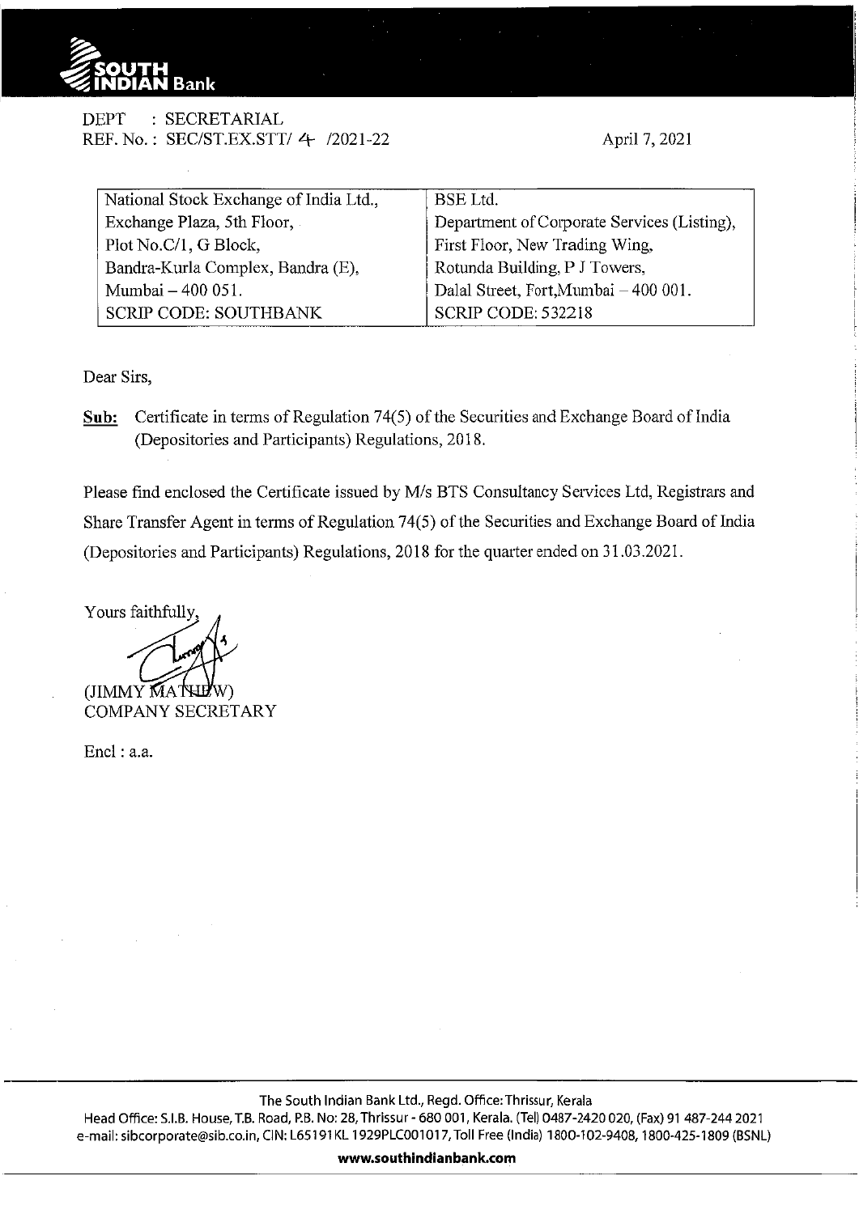DEPT : SECRETARIAL
REF. No. : SEC/ST.EX.STT/ 4 /2021-22

April 7, 2021

| National Stock Exchange of India Ltd., | BSE Ltd. |
|---|---|
| Exchange Plaza, 5th Floor, | Department of Corporate Services (Listing), |
| Plot No.C/1, G Block, | First Floor, New Trading Wing, |
| Bandra-Kurla Complex, Bandra (E), | Rotunda Building, P J Towers, |
| Mumbai – 400 051. | Dalal Street, Fort,Mumbai – 400 001. |
| SCRIP CODE: SOUTHBANK | SCRIP CODE: 532218 |

Dear Sirs,

**Sub:** Certificate in terms of Regulation 74(5) of the Securities and Exchange Board of India (Depositories and Participants) Regulations, 2018.

Please find enclosed the Certificate issued by M/s BTS Consultancy Services Ltd, Registrars and Share Transfer Agent in terms of Regulation 74(5) of the Securities and Exchange Board of India (Depositories and Participants) Regulations, 2018 for the quarter ended on 31.03.2021.

Yours faithfully,

(JIMMY MATHEW)
COMPANY SECRETARY

Encl : a.a.

The South Indian Bank Ltd., Regd. Office: Thrissur, Kerala
Head Office: S.I.B. House, T.B. Road, P.B. No: 28, Thrissur - 680 001, Kerala. (Tel) 0487-2420 020, (Fax) 91 487-244 2021
e-mail: sibcorporate@sib.co.in, CIN: L65191KL1929PLC001017, Toll Free (India) 1800-102-9408, 1800-425-1809 (BSNL)

**www.southindianbank.com**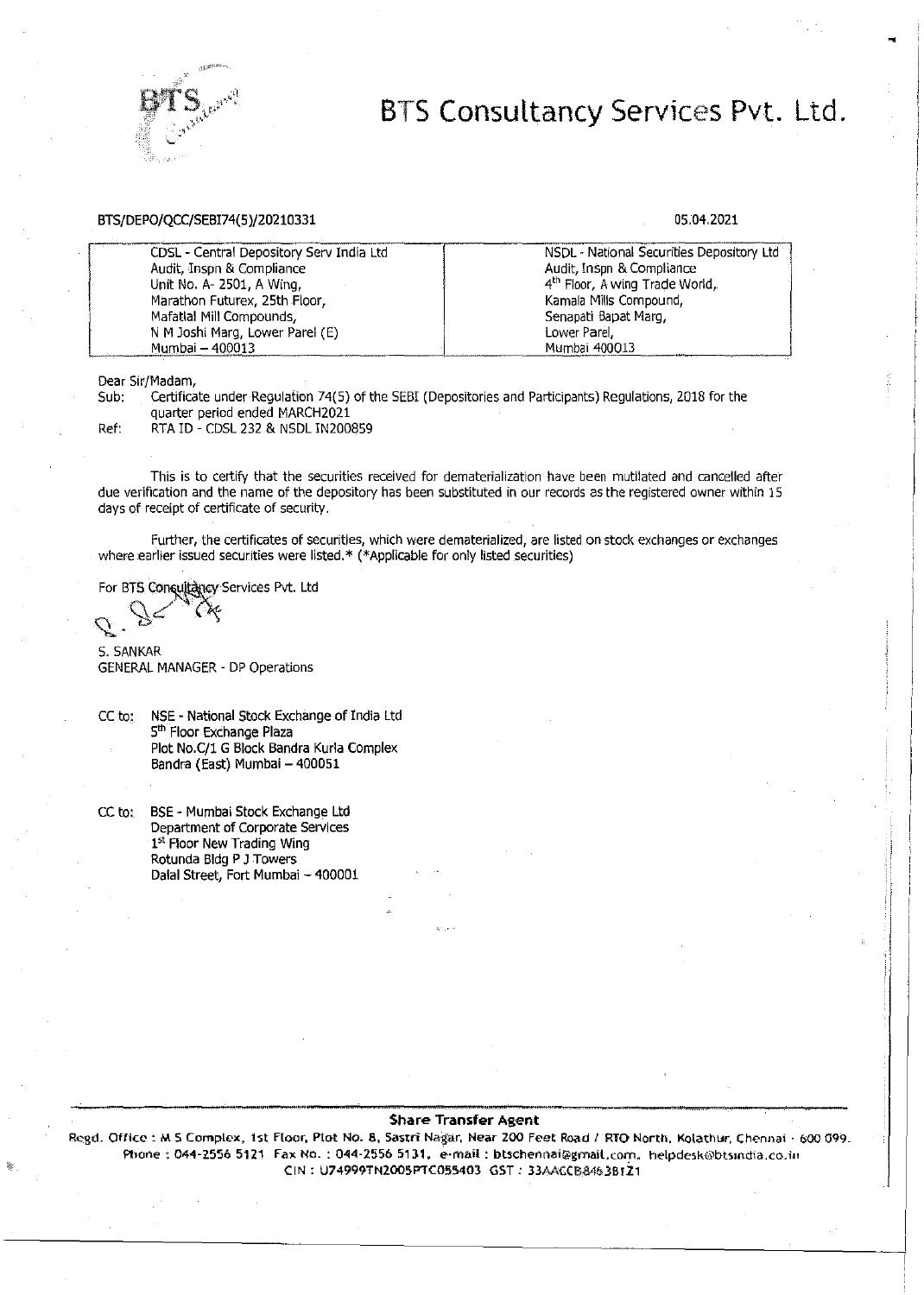# BTS Consultancy Services Pvt. Ltd.

BTS/DEPO/QCC/SEBI74(5)/20210331

05.04.2021

| | |
|---|---|
| CDSL - Central Depository Serv India Ltd<br>Audit, Inspn & Compliance<br>Unit No. A- 2501, A Wing,<br>Marathon Futurex, 25th Floor,<br>Mafatlal Mill Compounds,<br>N M Joshi Marg, Lower Parel (E)<br>Mumbai – 400013 | NSDL - National Securities Depository Ltd<br>Audit, Inspn & Compliance<br>4th Floor, A wing Trade World,<br>Kamala Mills Compound,<br>Senapati Bapat Marg,<br>Lower Parel,<br>Mumbai 400013 |

Dear Sir/Madam,

Sub: Certificate under Regulation 74(5) of the SEBI (Depositories and Participants) Regulations, 2018 for the quarter period ended MARCH2021

Ref: RTA ID - CDSL 232 & NSDL IN200859

This is to certify that the securities received for dematerialization have been mutilated and cancelled after due verification and the name of the depository has been substituted in our records as the registered owner within 15 days of receipt of certificate of security.

Further, the certificates of securities, which were dematerialized, are listed on stock exchanges or exchanges where earlier issued securities were listed.* (*Applicable for only listed securities)

For BTS Consultancy Services Pvt. Ltd

S. SANKAR
GENERAL MANAGER - DP Operations

CC to: NSE - National Stock Exchange of India Ltd
5th Floor Exchange Plaza
Plot No.C/1 G Block Bandra Kurla Complex
Bandra (East) Mumbai – 400051

CC to: BSE - Mumbai Stock Exchange Ltd
Department of Corporate Services
1st Floor New Trading Wing
Rotunda Bldg P J Towers
Dalal Street, Fort Mumbai – 400001

**Share Transfer Agent**

Regd. Office : M S Complex, 1st Floor, Plot No. 8, Sastri Nagar, Near 200 Feet Road / RTO North, Kolathur, Chennai - 600 099.
Phone : 044-2556 5121 Fax No. : 044-2556 5131, e-mail : btschennai@gmail.com, helpdesk@btsindia.co.in
CIN : U74999TN2005PTC055403 GST : 33AACCB8463B1Z1